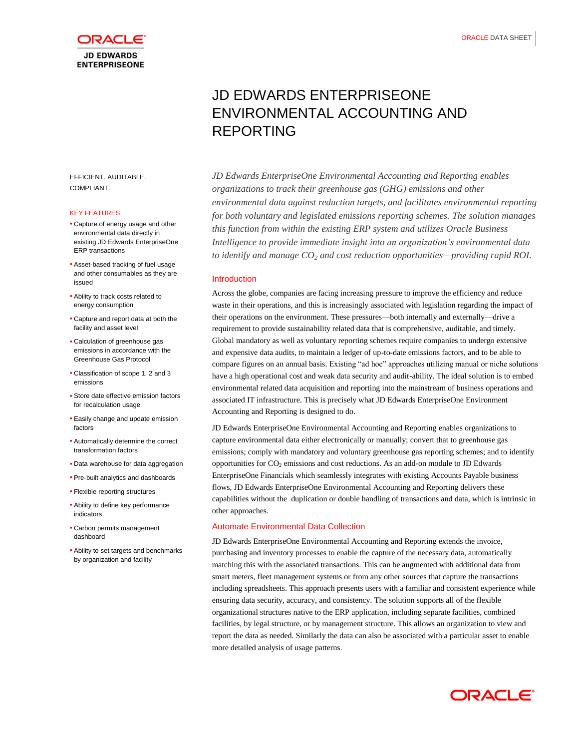# JD EDWARDS ENTERPRISEONE ENVIRONMENTAL ACCOUNTING AND REPORTING

EFFICIENT. AUDITABLE. COMPLIANT.

## KEY FEATURES

- Capture of energy usage and other environmental data directly in existing JD Edwards EnterpriseOne ERP transactions
- Asset-based tracking of fuel usage and other consumables as they are issued
- Ability to track costs related to energy consumption
- Capture and report data at both the facility and asset level
- Calculation of greenhouse gas emissions in accordance with the Greenhouse Gas Protocol
- Classification of scope 1, 2 and 3 emissions
- Store date effective emission factors for recalculation usage
- Easily change and update emission factors
- Automatically determine the correct transformation factors
- Data warehouse for data aggregation
- Pre-built analytics and dashboards
- Flexible reporting structures
- Ability to define key performance indicators
- Carbon permits management dashboard
- Ability to set targets and benchmarks by organization and facility

*JD Edwards EnterpriseOne Environmental Accounting and Reporting enables organizations to track their greenhouse gas (GHG) emissions and other environmental data against reduction targets, and facilitates environmental reporting for both voluntary and legislated emissions reporting schemes. The solution manages this function from within the existing ERP system and utilizes Oracle Business Intelligence to provide immediate insight into an organization's environmental data to identify and manage $CO_2$ and cost reduction opportunities—providing rapid ROI.*

## Introduction

Across the globe, companies are facing increasing pressure to improve the efficiency and reduce waste in their operations, and this is increasingly associated with legislation regarding the impact of their operations on the environment. These pressures—both internally and externally—drive a requirement to provide sustainability related data that is comprehensive, auditable, and timely. Global mandatory as well as voluntary reporting schemes require companies to undergo extensive and expensive data audits, to maintain a ledger of up-to-date emissions factors, and to be able to compare figures on an annual basis. Existing "ad hoc" approaches utilizing manual or niche solutions have a high operational cost and weak data security and audit-ability. The ideal solution is to embed environmental related data acquisition and reporting into the mainstream of business operations and associated IT infrastructure. This is precisely what JD Edwards EnterpriseOne Environment Accounting and Reporting is designed to do.

JD Edwards EnterpriseOne Environmental Accounting and Reporting enables organizations to capture environmental data either electronically or manually; convert that to greenhouse gas emissions; comply with mandatory and voluntary greenhouse gas reporting schemes; and to identify opportunities for $CO_2$ emissions and cost reductions. As an add-on module to JD Edwards EnterpriseOne Financials which seamlessly integrates with existing Accounts Payable business flows, JD Edwards EnterpriseOne Environmental Accounting and Reporting delivers these capabilities without the duplication or double handling of transactions and data, which is intrinsic in other approaches.

## Automate Environmental Data Collection

JD Edwards EnterpriseOne Environmental Accounting and Reporting extends the invoice, purchasing and inventory processes to enable the capture of the necessary data, automatically matching this with the associated transactions. This can be augmented with additional data from smart meters, fleet management systems or from any other sources that capture the transactions including spreadsheets. This approach presents users with a familiar and consistent experience while ensuring data security, accuracy, and consistency. The solution supports all of the flexible organizational structures native to the ERP application, including separate facilities, combined facilities, by legal structure, or by management structure. This allows an organization to view and report the data as needed. Similarly the data can also be associated with a particular asset to enable more detailed analysis of usage patterns.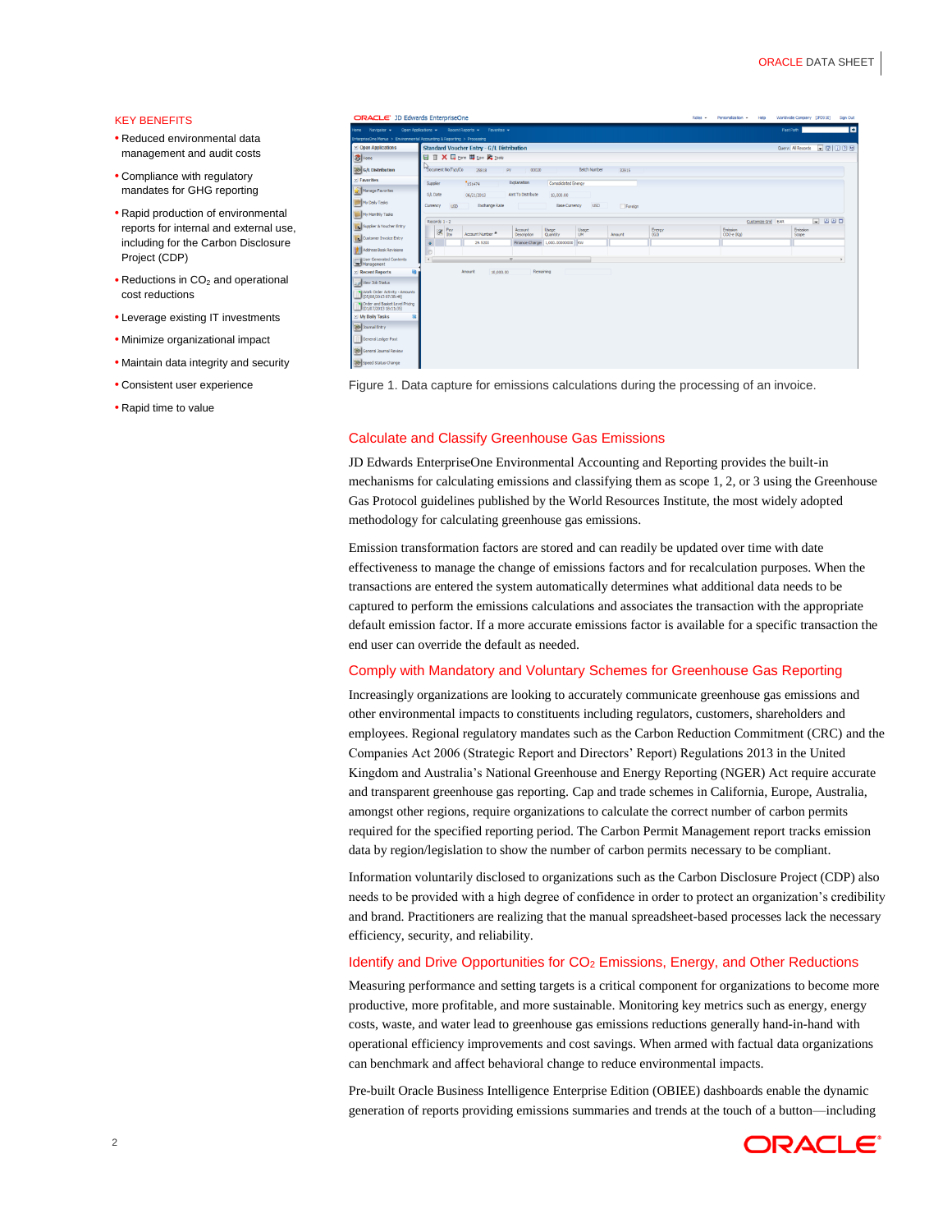## KEY BENEFITS

- Reduced environmental data management and audit costs
- Compliance with regulatory mandates for GHG reporting
- Rapid production of environmental reports for internal and external use, including for the Carbon Disclosure Project (CDP)
- Reductions in $CO_2$ and operational cost reductions
- Leverage existing IT investments
- Minimize organizational impact
- Maintain data integrity and security
- Consistent user experience
- Rapid time to value

Figure 1. Data capture for emissions calculations during the processing of an invoice.

## Calculate and Classify Greenhouse Gas Emissions

JD Edwards EnterpriseOne Environmental Accounting and Reporting provides the built-in mechanisms for calculating emissions and classifying them as scope 1, 2, or 3 using the Greenhouse Gas Protocol guidelines published by the World Resources Institute, the most widely adopted methodology for calculating greenhouse gas emissions.

Emission transformation factors are stored and can readily be updated over time with date effectiveness to manage the change of emissions factors and for recalculation purposes. When the transactions are entered the system automatically determines what additional data needs to be captured to perform the emissions calculations and associates the transaction with the appropriate default emission factor. If a more accurate emissions factor is available for a specific transaction the end user can override the default as needed.

## Comply with Mandatory and Voluntary Schemes for Greenhouse Gas Reporting

Increasingly organizations are looking to accurately communicate greenhouse gas emissions and other environmental impacts to constituents including regulators, customers, shareholders and employees. Regional regulatory mandates such as the Carbon Reduction Commitment (CRC) and the Companies Act 2006 (Strategic Report and Directors' Report) Regulations 2013 in the United Kingdom and Australia's National Greenhouse and Energy Reporting (NGER) Act require accurate and transparent greenhouse gas reporting. Cap and trade schemes in California, Europe, Australia, amongst other regions, require organizations to calculate the correct number of carbon permits required for the specified reporting period. The Carbon Permit Management report tracks emission data by region/legislation to show the number of carbon permits necessary to be compliant.

Information voluntarily disclosed to organizations such as the Carbon Disclosure Project (CDP) also needs to be provided with a high degree of confidence in order to protect an organization's credibility and brand. Practitioners are realizing that the manual spreadsheet-based processes lack the necessary efficiency, security, and reliability.

## Identify and Drive Opportunities for $CO_2$ Emissions, Energy, and Other Reductions

Measuring performance and setting targets is a critical component for organizations to become more productive, more profitable, and more sustainable. Monitoring key metrics such as energy, energy costs, waste, and water lead to greenhouse gas emissions reductions generally hand-in-hand with operational efficiency improvements and cost savings. When armed with factual data organizations can benchmark and affect behavioral change to reduce environmental impacts.

Pre-built Oracle Business Intelligence Enterprise Edition (OBIEE) dashboards enable the dynamic generation of reports providing emissions summaries and trends at the touch of a button—including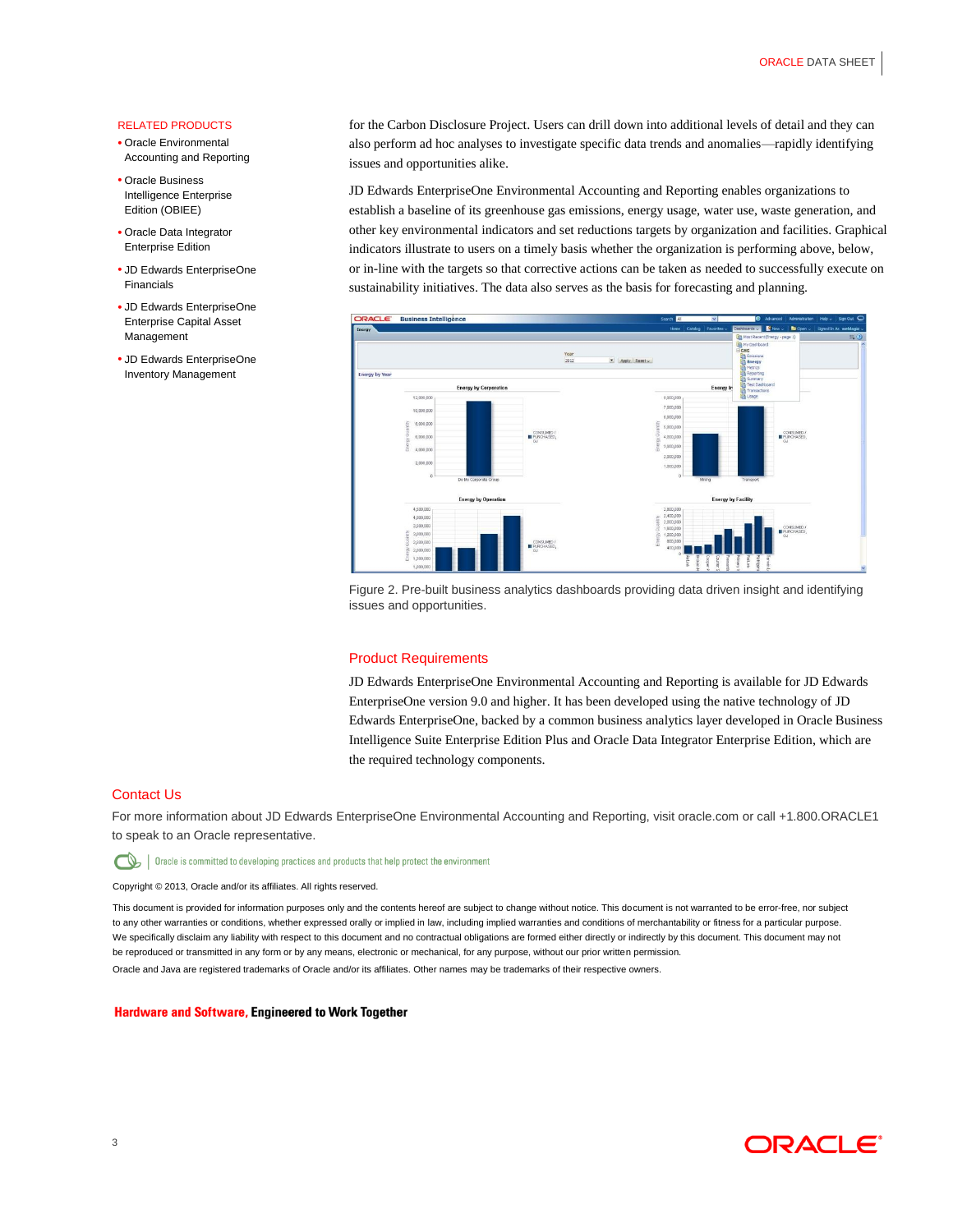## RELATED PRODUCTS

- Oracle Environmental Accounting and Reporting
- Oracle Business Intelligence Enterprise Edition (OBIEE)
- Oracle Data Integrator Enterprise Edition
- JD Edwards EnterpriseOne Financials
- JD Edwards EnterpriseOne Enterprise Capital Asset Management
- JD Edwards EnterpriseOne Inventory Management

for the Carbon Disclosure Project. Users can drill down into additional levels of detail and they can also perform ad hoc analyses to investigate specific data trends and anomalies—rapidly identifying issues and opportunities alike.

JD Edwards EnterpriseOne Environmental Accounting and Reporting enables organizations to establish a baseline of its greenhouse gas emissions, energy usage, water use, waste generation, and other key environmental indicators and set reductions targets by organization and facilities. Graphical indicators illustrate to users on a timely basis whether the organization is performing above, below, or in-line with the targets so that corrective actions can be taken as needed to successfully execute on sustainability initiatives. The data also serves as the basis for forecasting and planning.

Figure 2. Pre-built business analytics dashboards providing data driven insight and identifying issues and opportunities.

## Product Requirements

JD Edwards EnterpriseOne Environmental Accounting and Reporting is available for JD Edwards EnterpriseOne version 9.0 and higher. It has been developed using the native technology of JD Edwards EnterpriseOne, backed by a common business analytics layer developed in Oracle Business Intelligence Suite Enterprise Edition Plus and Oracle Data Integrator Enterprise Edition, which are the required technology components.

## Contact Us

For more information about JD Edwards EnterpriseOne Environmental Accounting and Reporting, visit oracle.com or call +1.800.ORACLE1 to speak to an Oracle representative.

Oracle is committed to developing practices and products that help protect the environment

Copyright © 2013, Oracle and/or its affiliates. All rights reserved.

This document is provided for information purposes only and the contents hereof are subject to change without notice. This document is not warranted to be error-free, nor subject to any other warranties or conditions, whether expressed orally or implied in law, including implied warranties and conditions of merchantability or fitness for a particular purpose. We specifically disclaim any liability with respect to this document and no contractual obligations are formed either directly or indirectly by this document. This document may not be reproduced or transmitted in any form or by any means, electronic or mechanical, for any purpose, without our prior written permission.

Oracle and Java are registered trademarks of Oracle and/or its affiliates. Other names may be trademarks of their respective owners.

**Hardware and Software, Engineered to Work Together**